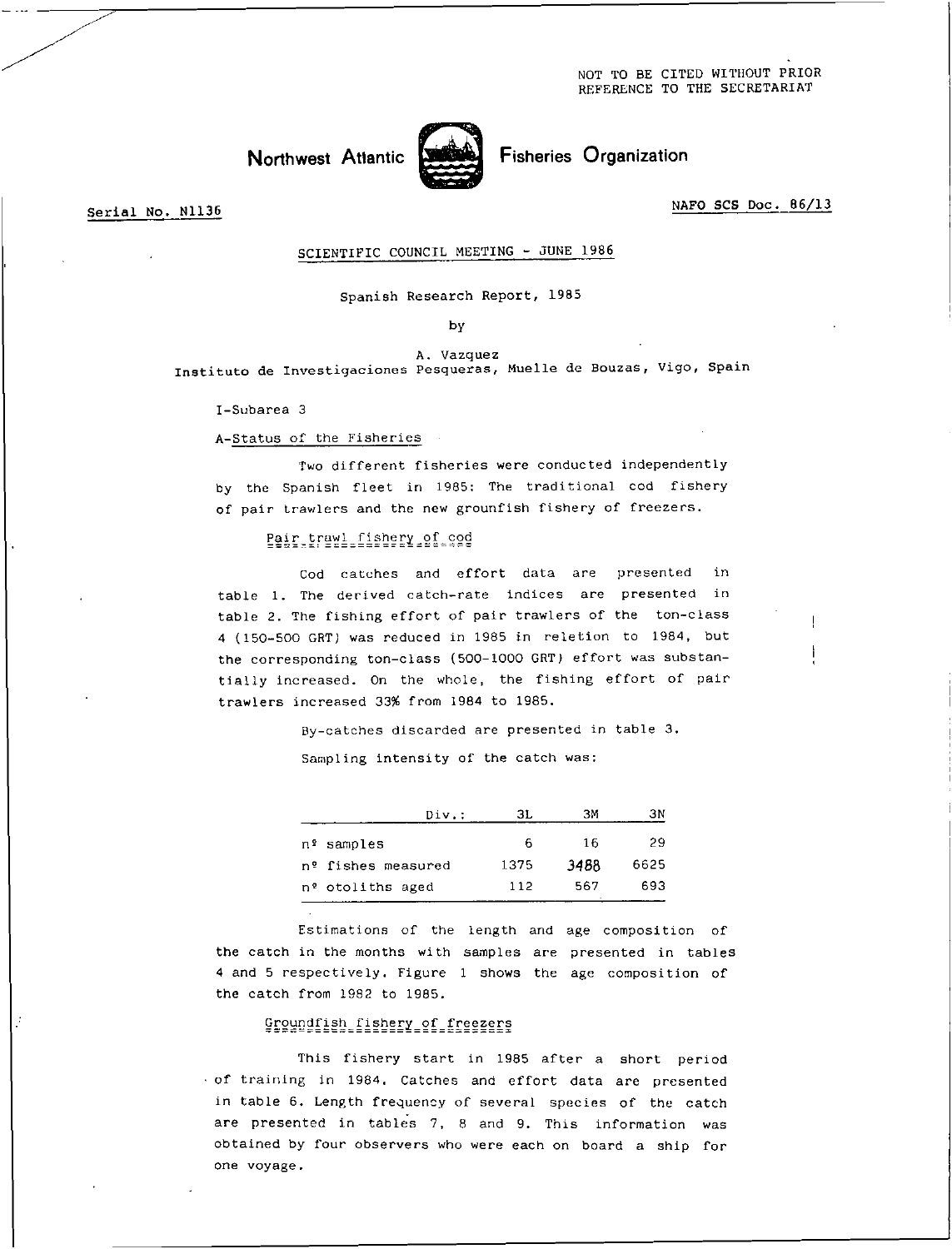NOT TO BE CITED WITHOUT PRIOR REFERENCE TO THE SECRETARIAT

# Northwest Atlantic Fisheries Organization

Serial No. N1136

NAFO SCS Doc. 86/13

SCIENTIFIC COUNCIL MEETING - JUNE 1986

## Spanish Research Report, 1985

by

A. Vazquez

Instituto de Investigaciones Pesqueras, Muelle de Bouzas, Vigo, Spain

I-Subarea 3

### A-Status of the Fisheries

Two different fisheries were conducted independently by the Spanish fleet in 1985: The traditional cod fishery of pair trawlers and the new grounfish fishery of freezers.

#### Pair trawl fishery of cod

Cod catches and effort data are presented in table 1. The derived catch-rate indices are presented in table 2. The fishing effort of pair trawlers of the ton-class 4 (150-500 GRT) was reduced in 1985 in reletion to 1984, but the corresponding ton-class (500-1000 GRT) effort was substantially increased. On the whole, the fishing effort of pair trawlers increased 33% from 1984 to 1985.

By-catches discarded are presented in table 3.

Sampling intensity of the catch was:

| Div.: | 3L | 3M | 3N |
|---|---|---|---|
| nº samples | 6 | 16 | 29 |
| nº fishes measured | 1375 | 3488 | 6625 |
| nº otoliths aged | 112 | 567 | 693 |

Estimations of the length and age composition of the catch in the months with samples are presented in tables 4 and 5 respectively. Figure 1 shows the age composition of the catch from 1982 to 1985.

#### Groundfish fishery of freezers

This fishery start in 1985 after a short period of training in 1984. Catches and effort data are presented in table 6. Length frequency of several species of the catch are presented in tables 7, 8 and 9. This information was obtained by four observers who were each on board a ship for one voyage.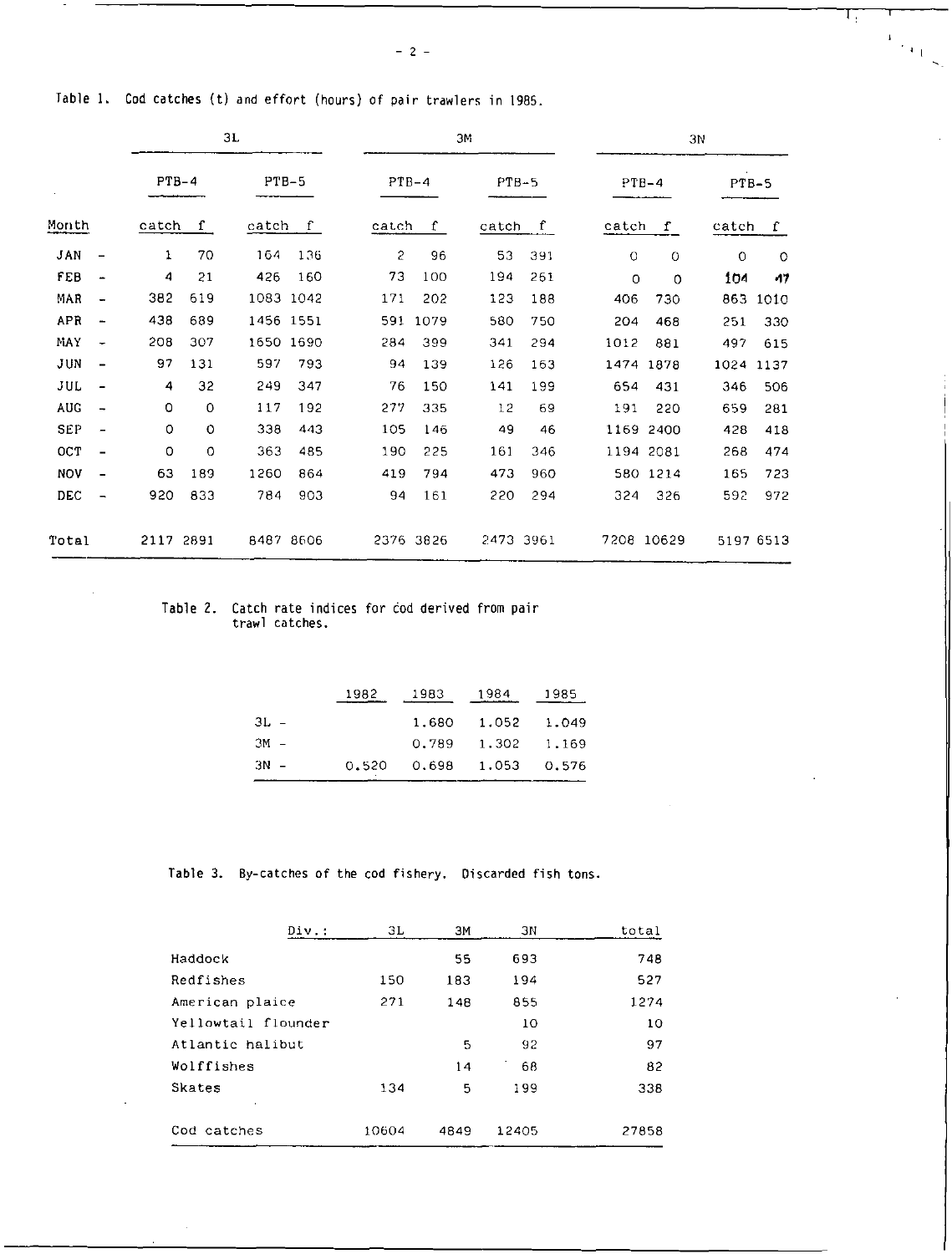Table 1. Cod catches (t) and effort (hours) of pair trawlers in 1985.

| | 3L | | | | 3M | | | | 3N | | | |
|---|---|---|---|---|---|---|---|---|---|---|---|---|
| | PTB-4 | | PTB-5 | | PTB-4 | | PTB-5 | | PTB-4 | | PTB-5 | |
| Month | catch | f | catch | f | catch | f | catch | f | catch | f | catch | f |
| JAN - | 1 | 70 | 164 | 136 | 2 | 96 | 53 | 391 | 0 | 0 | 0 | 0 |
| FEB - | 4 | 21 | 426 | 160 | 73 | 100 | 194 | 261 | 0 | 0 | 104 | 47 |
| MAR - | 382 | 619 | 1083 | 1042 | 171 | 202 | 123 | 188 | 406 | 730 | 863 | 1010 |
| APR - | 438 | 689 | 1456 | 1551 | 591 | 1079 | 580 | 750 | 204 | 468 | 251 | 330 |
| MAY - | 208 | 307 | 1650 | 1690 | 284 | 399 | 341 | 294 | 1012 | 881 | 497 | 615 |
| JUN - | 97 | 131 | 597 | 793 | 94 | 139 | 126 | 163 | 1474 | 1878 | 1024 | 1137 |
| JUL - | 4 | 32 | 249 | 347 | 76 | 150 | 141 | 199 | 654 | 431 | 346 | 506 |
| AUG - | 0 | 0 | 117 | 192 | 277 | 335 | 12 | 69 | 191 | 220 | 659 | 281 |
| SEP - | 0 | 0 | 338 | 443 | 105 | 146 | 49 | 46 | 1169 | 2400 | 428 | 418 |
| OCT - | 0 | 0 | 363 | 485 | 190 | 225 | 161 | 346 | 1194 | 2081 | 268 | 474 |
| NOV - | 63 | 189 | 1260 | 864 | 419 | 794 | 473 | 960 | 580 | 1214 | 165 | 723 |
| DEC - | 920 | 833 | 784 | 903 | 94 | 161 | 220 | 294 | 324 | 326 | 592 | 972 |
| Total | 2117 | 2891 | 8487 | 8606 | 2376 | 3826 | 2473 | 3961 | 7208 | 10629 | 5197 | 6513 |

Table 2. Catch rate indices for cod derived from pair trawl catches.

| | 1982 | 1983 | 1984 | 1985 |
|---|---|---|---|---|
| 3L - | | 1.680 | 1.052 | 1.049 |
| 3M - | | 0.789 | 1.302 | 1.169 |
| 3N - | 0.520 | 0.698 | 1.053 | 0.576 |

Table 3. By-catches of the cod fishery. Discarded fish tons.

| Div.: | 3L | 3M | 3N | total |
|---|---|---|---|---|
| Haddock | | 55 | 693 | 748 |
| Redfishes | 150 | 183 | 194 | 527 |
| American plaice | 271 | 148 | 855 | 1274 |
| Yellowtail flounder | | | 10 | 10 |
| Atlantic halibut | | 5 | 92 | 97 |
| Wolffishes | | 14 | 68 | 82 |
| Skates | 134 | 5 | 199 | 338 |
| Cod catches | 10604 | 4849 | 12405 | 27858 |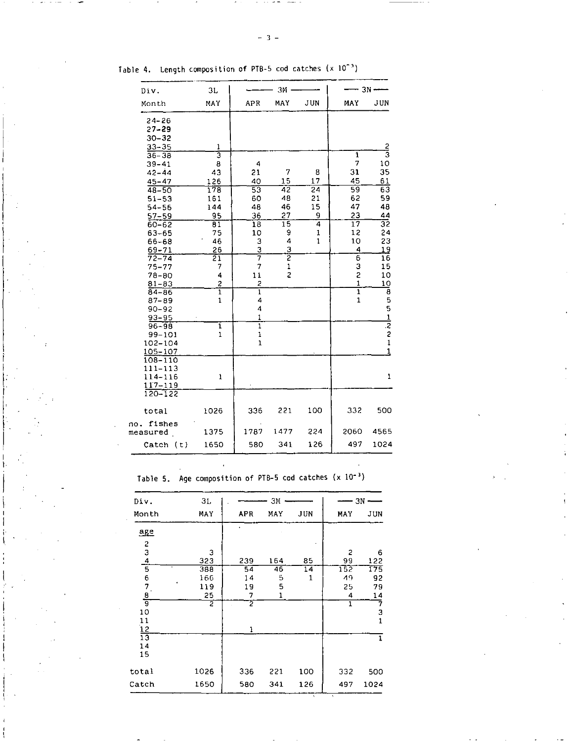Table 4. Length composition of PTB-5 cod catches ($\times 10^{-3}$)

| Div. | 3L | 3M | | | 3N | |
|---|---|---|---|---|---|---|
| Month | MAY | APR | MAY | JUN | MAY | JUN |
| 24-26 | | | | | | |
| 27-29 | | | | | | |
| 30-32 | | | | | | |
| 33-35 | 1 | | | | | 2 |
| 36-38 | 3 | | | | 1 | 3 |
| 39-41 | 8 | 4 | | | 7 | 10 |
| 42-44 | 43 | 21 | 7 | 8 | 31 | 35 |
| 45-47 | 126 | 40 | 15 | 17 | 45 | 61 |
| 48-50 | 178 | 53 | 42 | 24 | 59 | 63 |
| 51-53 | 161 | 60 | 48 | 21 | 62 | 59 |
| 54-56 | 144 | 48 | 46 | 15 | 47 | 48 |
| 57-59 | 95 | 36 | 27 | 9 | 23 | 44 |
| 60-62 | 81 | 18 | 15 | 4 | 17 | 32 |
| 63-65 | 75 | 10 | 9 | 1 | 12 | 24 |
| 66-68 | 46 | 3 | 4 | 1 | 10 | 23 |
| 69-71 | 26 | 3 | 3 | | 4 | 19 |
| 72-74 | 21 | 7 | 2 | | 6 | 16 |
| 75-77 | 7 | 7 | 1 | | 3 | 15 |
| 78-80 | 4 | 11 | 2 | | 2 | 10 |
| 81-83 | 2 | 2 | | | 1 | 10 |
| 84-86 | 1 | 1 | | | 1 | 8 |
| 87-89 | 1 | 4 | | | 1 | 5 |
| 90-92 | | 4 | | | | 5 |
| 93-95 | | 1 | | | | 1 |
| 96-98 | 1 | 1 | | | | 2 |
| 99-101 | 1 | 1 | | | | 2 |
| 102-104 | | 1 | | | | 1 |
| 105-107 | | | | | | 1 |
| 108-110 | | | | | | |
| 111-113 | | | | | | |
| 114-116 | 1 | | | | | 1 |
| 117-119 | | | | | | |
| 120-122 | | | | | | |
| total | 1026 | 336 | 221 | 100 | 332 | 500 |
| no. fishes measured | 1375 | 1787 | 1477 | 224 | 2060 | 4565 |
| Catch (t) | 1650 | 580 | 341 | 126 | 497 | 1024 |

Table 5. Age composition of PTB-5 cod catches ($\times 10^{-3}$)

| Div. | 3L | 3M | | | 3N | |
|---|---|---|---|---|---|---|
| Month | MAY | APR | MAY | JUN | MAY | JUN |
| age | | | | | | |
| 2 | | | | | | |
| 3 | 3 | | | | 2 | 6 |
| 4 | 323 | 239 | 164 | 85 | 99 | 122 |
| 5 | 388 | 54 | 46 | 14 | 152 | 175 |
| 6 | 166 | 14 | 5 | 1 | 49 | 92 |
| 7 | 119 | 19 | 5 | | 25 | 79 |
| 8 | 25 | 7 | 1 | | 4 | 14 |
| 9 | 2 | 2 | | | 1 | 7 |
| 10 | | | | | | 3 |
| 11 | | | | | | 1 |
| 12 | | 1 | | | | |
| 13 | | | | | | 1 |
| 14 | | | | | | |
| 15 | | | | | | |
| total | 1026 | 336 | 221 | 100 | 332 | 500 |
| Catch | 1650 | 580 | 341 | 126 | 497 | 1024 |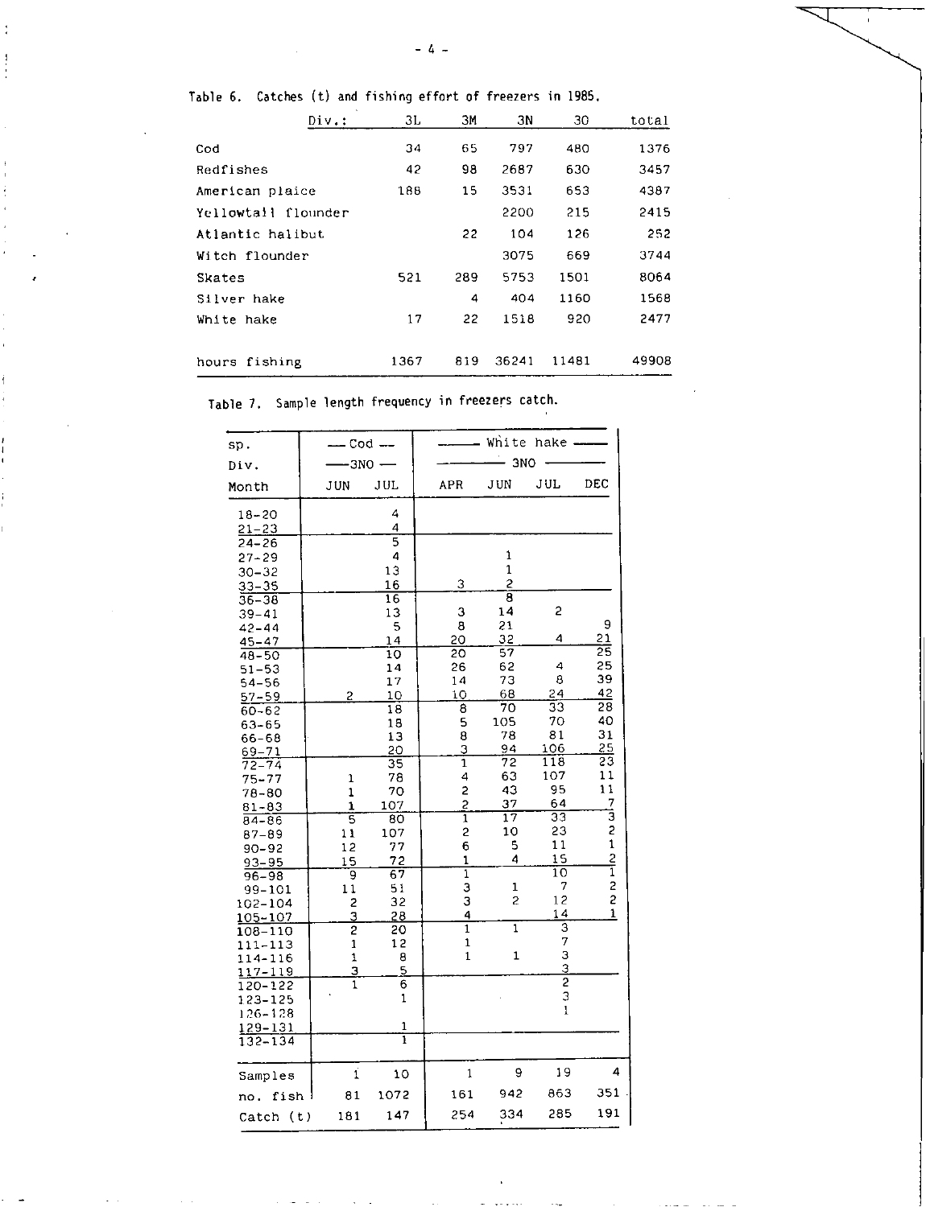Table 6. Catches (t) and fishing effort of freezers in 1985.

| Div.: | 3L | 3M | 3N | 3O | total |
|---|---|---|---|---|---|
| Cod | 34 | 65 | 797 | 480 | 1376 |
| Redfishes | 42 | 98 | 2687 | 630 | 3457 |
| American plaice | 188 | 15 | 3531 | 653 | 4387 |
| Yellowtail flounder | | | 2200 | 215 | 2415 |
| Atlantic halibut | | 22 | 104 | 126 | 252 |
| Witch flounder | | | 3075 | 669 | 3744 |
| Skates | 521 | 289 | 5753 | 1501 | 8064 |
| Silver hake | | 4 | 404 | 1160 | 1568 |
| White hake | 17 | 22 | 1518 | 920 | 2477 |
| hours fishing | 1367 | 819 | 36241 | 11481 | 49908 |

Table 7. Sample length frequency in freezers catch.

| sp. | Cod | | White hake | | | |
|---|---|---|---|---|---|---|
| Div. | 3NO | | 3NO | | | |
| Month | JUN | JUL | APR | JUN | JUL | DEC |
| 18-20 | | 4 | | | | |
| 21-23 | | 4 | | | | |
| 24-26 | | 5 | | | | |
| 27-29 | | 4 | | 1 | | |
| 30-32 | | 13 | | 1 | | |
| 33-35 | | 16 | 3 | 2 | | |
| 36-38 | | 16 | | 8 | | |
| 39-41 | | 13 | 3 | 14 | 2 | |
| 42-44 | | 5 | 8 | 21 | | 9 |
| 45-47 | | 14 | 20 | 32 | 4 | 21 |
| 48-50 | | 10 | 20 | 57 | | 25 |
| 51-53 | | 14 | 26 | 62 | 4 | 25 |
| 54-56 | | 17 | 14 | 73 | 8 | 39 |
| 57-59 | 2 | 10 | 10 | 68 | 24 | 42 |
| 60-62 | | 18 | 8 | 70 | 33 | 28 |
| 63-65 | | 18 | 5 | 105 | 70 | 40 |
| 66-68 | | 13 | 8 | 78 | 81 | 31 |
| 69-71 | | 20 | 3 | 94 | 106 | 25 |
| 72-74 | | 35 | 1 | 72 | 118 | 23 |
| 75-77 | 1 | 78 | 4 | 63 | 107 | 11 |
| 78-80 | 1 | 70 | 2 | 43 | 95 | 11 |
| 81-83 | 1 | 107 | 2 | 37 | 64 | 7 |
| 84-86 | 5 | 80 | 1 | 17 | 33 | 3 |
| 87-89 | 11 | 107 | 2 | 10 | 23 | 2 |
| 90-92 | 12 | 77 | 6 | 5 | 11 | 1 |
| 93-95 | 15 | 72 | 1 | 4 | 15 | 2 |
| 96-98 | 9 | 67 | 1 | | 10 | 1 |
| 99-101 | 11 | 51 | 3 | 1 | 7 | 2 |
| 102-104 | 2 | 32 | 3 | 2 | 12 | 2 |
| 105-107 | 3 | 28 | 4 | | 14 | 1 |
| 108-110 | 2 | 20 | 1 | 1 | 3 | |
| 111-113 | 1 | 12 | 1 | | 7 | |
| 114-116 | 1 | 8 | 1 | 1 | 3 | |
| 117-119 | 3 | 5 | | | 3 | |
| 120-122 | 1 | 6 | | | 2 | |
| 123-125 | | 1 | | | 3 | |
| 126-128 | | | | | 1 | |
| 129-131 | | 1 | | | | |
| 132-134 | | 1 | | | | |
| Samples | 1 | 10 | 1 | 9 | 19 | 4 |
| no. fish | 81 | 1072 | 161 | 942 | 863 | 351 |
| Catch (t) | 181 | 147 | 254 | 334 | 285 | 191 |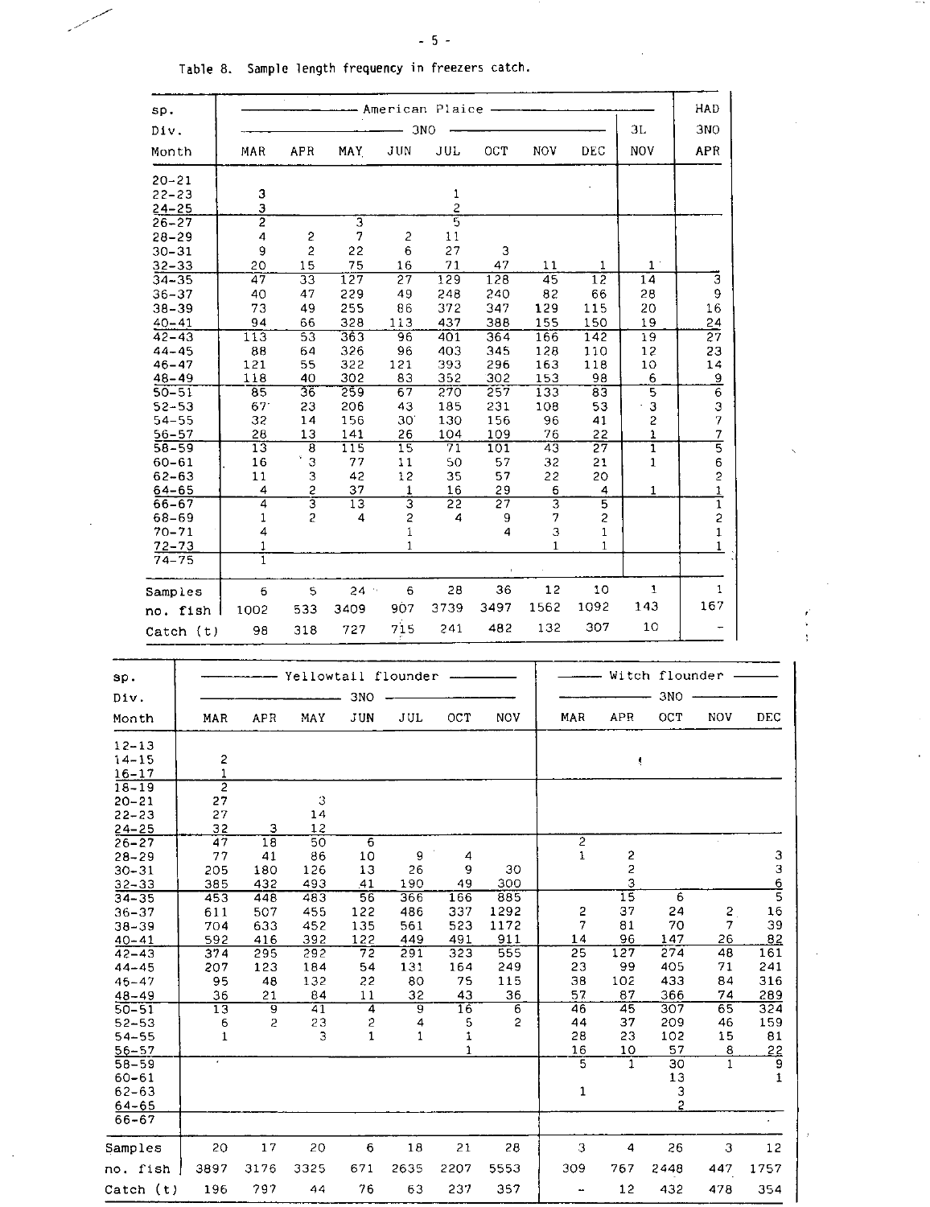Table 8. Sample length frequency in freezers catch.

| sp. | American Plaice | | | | | | | | | HAD |
|---|---|---|---|---|---|---|---|---|---|---|
| Div. | 3NO | | | | | | | | 3L | 3NO |
| Month | MAR | APR | MAY | JUN | JUL | OCT | NOV | DEC | NOV | APR |
| 20-21 | | | | | | | | | | |
| 22-23 | 3 | | | | 1 | | | | | |
| 24-25 | 3 | | | | 2 | | | | | |
| 26-27 | 2 | | 3 | | 5 | | | | | |
| 28-29 | 4 | 2 | 7 | 2 | 11 | | | | | |
| 30-31 | 9 | 2 | 22 | 6 | 27 | 3 | | | | |
| 32-33 | 20 | 15 | 75 | 16 | 71 | 47 | 11 | 1 | 1 | |
| 34-35 | 47 | 33 | 127 | 27 | 129 | 128 | 45 | 12 | 14 | 3 |
| 36-37 | 40 | 47 | 229 | 49 | 248 | 240 | 82 | 66 | 28 | 9 |
| 38-39 | 73 | 49 | 255 | 86 | 372 | 347 | 129 | 115 | 20 | 16 |
| 40-41 | 94 | 66 | 328 | 113 | 437 | 388 | 155 | 150 | 19 | 24 |
| 42-43 | 113 | 53 | 363 | 96 | 401 | 364 | 166 | 142 | 19 | 27 |
| 44-45 | 88 | 64 | 326 | 96 | 403 | 345 | 128 | 110 | 12 | 23 |
| 46-47 | 121 | 55 | 322 | 121 | 393 | 296 | 163 | 118 | 10 | 14 |
| 48-49 | 118 | 40 | 302 | 83 | 352 | 302 | 153 | 98 | 6 | 9 |
| 50-51 | 85 | 36 | 259 | 67 | 270 | 257 | 133 | 83 | 5 | 6 |
| 52-53 | 67 | 23 | 206 | 43 | 185 | 231 | 108 | 53 | 3 | 3 |
| 54-55 | 32 | 14 | 156 | 30 | 130 | 156 | 96 | 41 | 2 | 7 |
| 56-57 | 28 | 13 | 141 | 26 | 104 | 109 | 76 | 22 | 1 | 7 |
| 58-59 | 13 | 8 | 115 | 15 | 71 | 101 | 43 | 27 | 1 | 5 |
| 60-61 | 16 | 3 | 77 | 11 | 50 | 57 | 32 | 21 | 1 | 6 |
| 62-63 | 11 | 3 | 42 | 12 | 35 | 57 | 22 | 20 | | 2 |
| 64-65 | 4 | 2 | 37 | 1 | 16 | 29 | 6 | 4 | 1 | 1 |
| 66-67 | 4 | 3 | 13 | 3 | 22 | 27 | 3 | 5 | | 1 |
| 68-69 | 1 | 2 | 4 | 2 | 4 | 9 | 7 | 2 | | 2 |
| 70-71 | 4 | | | 1 | | 4 | 3 | 1 | | 1 |
| 72-73 | 1 | | | 1 | | | 1 | 1 | | 1 |
| 74-75 | 1 | | | | | | | | | |
| Samples | 6 | 5 | 24 | 6 | 28 | 36 | 12 | 10 | 1 | 1 |
| no. fish | 1002 | 533 | 3409 | 907 | 3739 | 3497 | 1562 | 1092 | 143 | 167 |
| Catch (t) | 98 | 318 | 727 | 715 | 241 | 482 | 132 | 307 | 10 | - |

| sp. | Yellowtail flounder | | | | | | | Witch flounder | | | | |
|---|---|---|---|---|---|---|---|---|---|---|---|---|
| Div. | 3NO | | | | | | | 3NO | | | | |
| Month | MAR | APR | MAY | JUN | JUL | OCT | NOV | MAR | APR | OCT | NOV | DEC |
| 12-13 | | | | | | | | | | | | |
| 14-15 | 2 | | | | | | | | | | | |
| 16-17 | 1 | | | | | | | | | | | |
| 18-19 | 2 | | | | | | | | | | | |
| 20-21 | 27 | | 3 | | | | | | | | | |
| 22-23 | 27 | | 14 | | | | | | | | | |
| 24-25 | 32 | 3 | 12 | | | | | | | | | |
| 26-27 | 47 | 18 | 50 | 6 | | | | 2 | | | | |
| 28-29 | 77 | 41 | 86 | 10 | 9 | 4 | | 1 | 2 | | | 3 |
| 30-31 | 205 | 180 | 126 | 13 | 26 | 9 | 30 | | 2 | | | 3 |
| 32-33 | 385 | 432 | 493 | 41 | 190 | 49 | 300 | | 3 | | | 6 |
| 34-35 | 453 | 448 | 483 | 56 | 366 | 166 | 885 | | 15 | 6 | | 5 |
| 36-37 | 611 | 507 | 455 | 122 | 486 | 337 | 1292 | 2 | 37 | 24 | 2 | 16 |
| 38-39 | 704 | 633 | 452 | 135 | 561 | 523 | 1172 | 7 | 81 | 70 | 7 | 39 |
| 40-41 | 592 | 416 | 392 | 122 | 449 | 491 | 911 | 14 | 96 | 147 | 26 | 82 |
| 42-43 | 374 | 295 | 292 | 72 | 291 | 323 | 555 | 25 | 127 | 274 | 48 | 161 |
| 44-45 | 207 | 123 | 184 | 54 | 131 | 164 | 249 | 23 | 99 | 405 | 71 | 241 |
| 46-47 | 95 | 48 | 132 | 22 | 80 | 75 | 115 | 38 | 102 | 433 | 84 | 316 |
| 48-49 | 36 | 21 | 84 | 11 | 32 | 43 | 36 | 57 | 87 | 366 | 74 | 289 |
| 50-51 | 13 | 9 | 41 | 4 | 9 | 16 | 6 | 46 | 45 | 307 | 65 | 324 |
| 52-53 | 6 | 2 | 23 | 2 | 4 | 5 | 2 | 44 | 37 | 209 | 46 | 159 |
| 54-55 | 1 | | 3 | 1 | 1 | 1 | | 28 | 23 | 102 | 15 | 81 |
| 56-57 | | | | | | 1 | | 16 | 10 | 57 | 8 | 22 |
| 58-59 | | | | | | | | 5 | 1 | 30 | 1 | 9 |
| 60-61 | | | | | | | | | | 13 | | 1 |
| 62-63 | | | | | | | | 1 | | 3 | | |
| 64-65 | | | | | | | | | | 2 | | |
| 66-67 | | | | | | | | | | | | |
| Samples | 20 | 17 | 20 | 6 | 18 | 21 | 28 | 3 | 4 | 26 | 3 | 12 |
| no. fish | 3897 | 3176 | 3325 | 671 | 2635 | 2207 | 5553 | 309 | 767 | 2448 | 447 | 1757 |
| Catch (t) | 196 | 797 | 44 | 76 | 63 | 237 | 357 | - | 12 | 432 | 478 | 354 |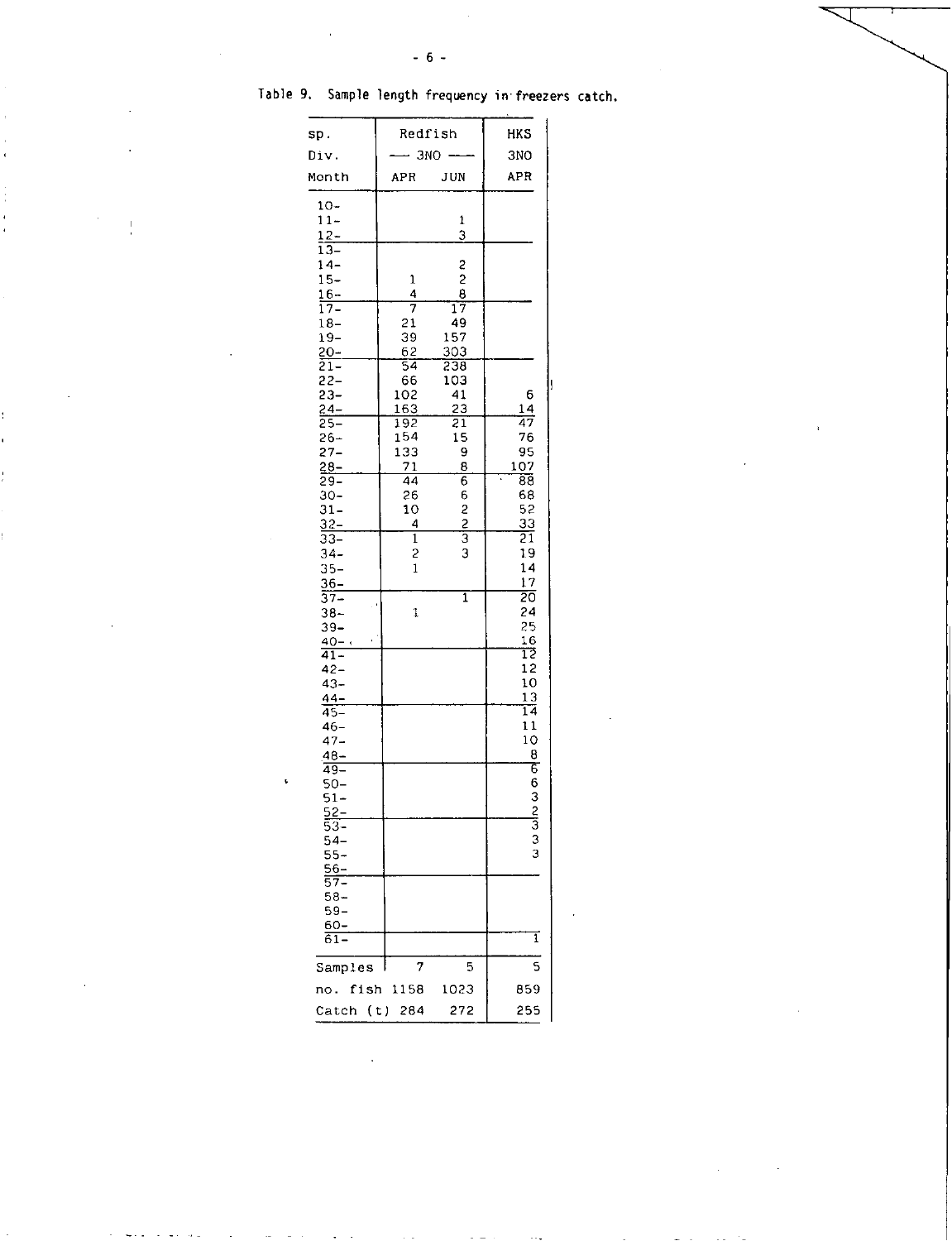Table 9. Sample length frequency in freezers catch.

| sp. | Redfish | | HKS |
|---|---|---|---|
| Div. | 3NO | | 3NO |
| Month | APR | JUN | APR |
| 10- | | | |
| 11- | | 1 | |
| 12- | | 3 | |
| 13- | | | |
| 14- | | 2 | |
| 15- | 1 | 2 | |
| 16- | 4 | 8 | |
| 17- | 7 | 17 | |
| 18- | 21 | 49 | |
| 19- | 39 | 157 | |
| 20- | 62 | 303 | |
| 21- | 54 | 238 | |
| 22- | 66 | 103 | |
| 23- | 102 | 41 | 6 |
| 24- | 163 | 23 | 14 |
| 25- | 192 | 21 | 47 |
| 26- | 154 | 15 | 76 |
| 27- | 133 | 9 | 95 |
| 28- | 71 | 8 | 107 |
| 29- | 44 | 6 | 88 |
| 30- | 26 | 6 | 68 |
| 31- | 10 | 2 | 52 |
| 32- | 4 | 2 | 33 |
| 33- | 1 | 3 | 21 |
| 34- | 2 | 3 | 19 |
| 35- | 1 | | 14 |
| 36- | | | 17 |
| 37- | | 1 | 20 |
| 38- | 1 | | 24 |
| 39- | | | 25 |
| 40- | | | 16 |
| 41- | | | 12 |
| 42- | | | 12 |
| 43- | | | 10 |
| 44- | | | 13 |
| 45- | | | 14 |
| 46- | | | 11 |
| 47- | | | 10 |
| 48- | | | 8 |
| 49- | | | 6 |
| 50- | | | 6 |
| 51- | | | 3 |
| 52- | | | 2 |
| 53- | | | 3 |
| 54- | | | 3 |
| 55- | | | 3 |
| 56- | | | |
| 57- | | | |
| 58- | | | |
| 59- | | | |
| 60- | | | |
| 61- | | | 1 |
| Samples | 7 | 5 | 5 |
| no. fish | 1158 | 1023 | 859 |
| Catch (t) | 284 | 272 | 255 |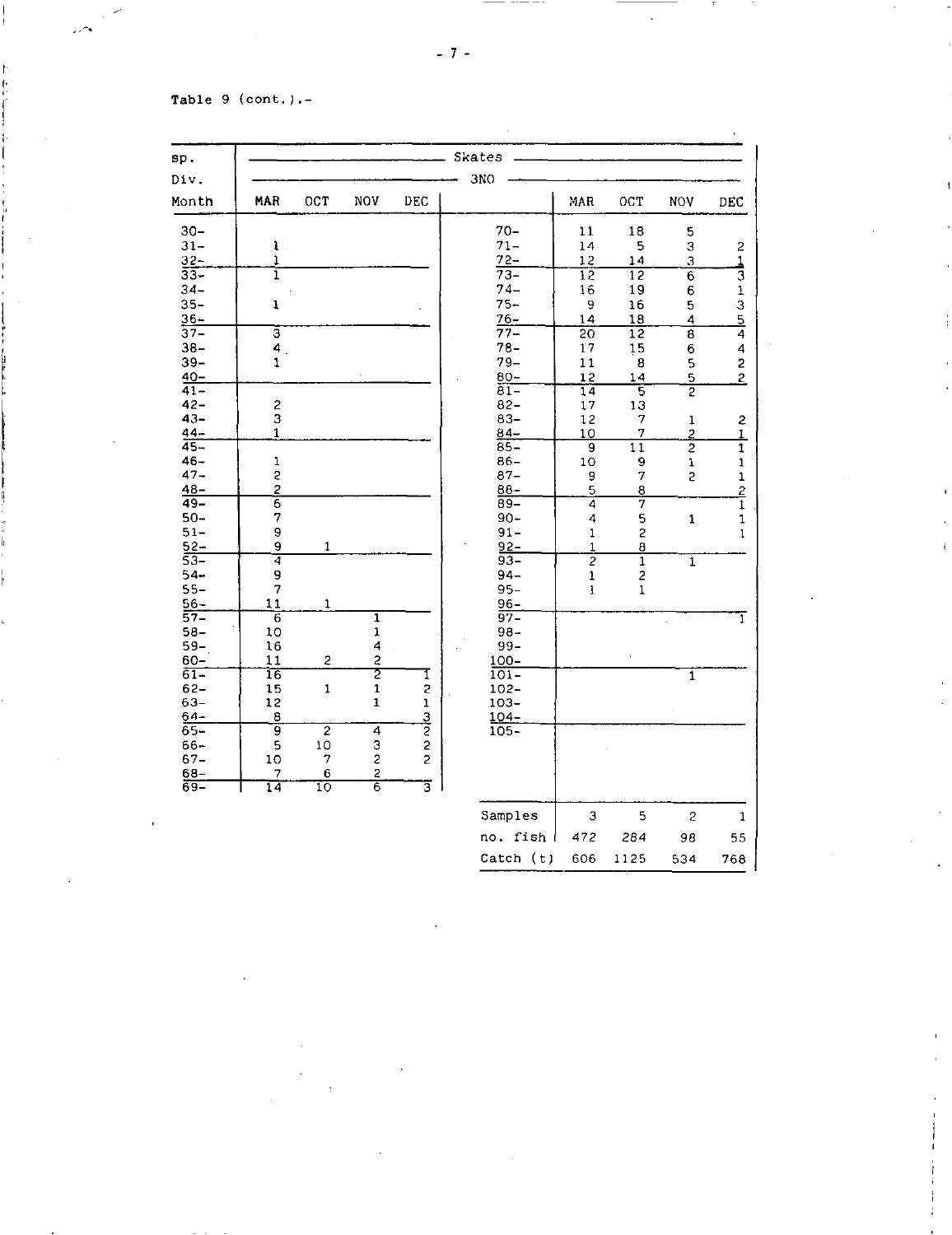Table 9 (cont.).-

| sp. | Skates | | | | | | | | |
|---|---|---|---|---|---|---|---|---|---|
| Div. | 3NO | | | | | | | | |
| Month | MAR | OCT | NOV | DEC | | MAR | OCT | NOV | DEC |
| 30- | | | | | 70- | 11 | 18 | 5 | |
| 31- | 1 | | | | 71- | 14 | 5 | 3 | 2 |
| 32- | 1 | | | | 72- | 12 | 14 | 3 | 1 |
| 33- | 1 | | | | 73- | 12 | 12 | 6 | 3 |
| 34- | | | | | 74- | 16 | 19 | 6 | 1 |
| 35- | 1 | | | | 75- | 9 | 16 | 5 | 3 |
| 36- | | | | | 76- | 14 | 18 | 4 | 5 |
| 37- | 3 | | | | 77- | 20 | 12 | 8 | 4 |
| 38- | 4 | | | | 78- | 17 | 15 | 6 | 4 |
| 39- | 1 | | | | 79- | 11 | 8 | 5 | 2 |
| 40- | | | | | 80- | 12 | 14 | 5 | 2 |
| 41- | | | | | 81- | 14 | 5 | 2 | |
| 42- | 2 | | | | 82- | 17 | 13 | | |
| 43- | 3 | | | | 83- | 12 | 7 | 1 | 2 |
| 44- | 1 | | | | 84- | 10 | 7 | 2 | 1 |
| 45- | | | | | 85- | 9 | 11 | 2 | 1 |
| 46- | 1 | | | | 86- | 10 | 9 | 1 | 1 |
| 47- | 2 | | | | 87- | 9 | 7 | 2 | 1 |
| 48- | 2 | | | | 88- | 5 | 8 | | 2 |
| 49- | 6 | | | | 89- | 4 | 7 | | 1 |
| 50- | 7 | | | | 90- | 4 | 5 | 1 | 1 |
| 51- | 9 | | | | 91- | 1 | 2 | | 1 |
| 52- | 9 | 1 | | | 92- | 1 | 8 | | |
| 53- | 4 | | | | 93- | 2 | 1 | 1 | |
| 54- | 9 | | | | 94- | 1 | 2 | | |
| 55- | 7 | | | | 95- | 1 | 1 | | |
| 56- | 11 | 1 | | | 96- | | | | |
| 57- | 6 | | 1 | | 97- | | | | 1 |
| 58- | 10 | | 1 | | 98- | | | | |
| 59- | 16 | | 4 | | 99- | | | | |
| 60- | 11 | 2 | 2 | | 100- | | | | |
| 61- | 16 | | 2 | 1 | 101- | | | 1 | |
| 62- | 15 | 1 | 1 | 2 | 102- | | | | |
| 63- | 12 | | 1 | 1 | 103- | | | | |
| 64- | 8 | | | 3 | 104- | | | | |
| 65- | 9 | 2 | 4 | 2 | 105- | | | | |
| 66- | 5 | 10 | 3 | 2 | | | | | |
| 67- | 10 | 7 | 2 | 2 | | | | | |
| 68- | 7 | 6 | 2 | | | | | | |
| 69- | 14 | 10 | 6 | 3 | | | | | |
| | | | | | Samples | 3 | 5 | 2 | 1 |
| | | | | | no. fish | 472 | 284 | 98 | 55 |
| | | | | | Catch (t) | 606 | 1125 | 534 | 768 |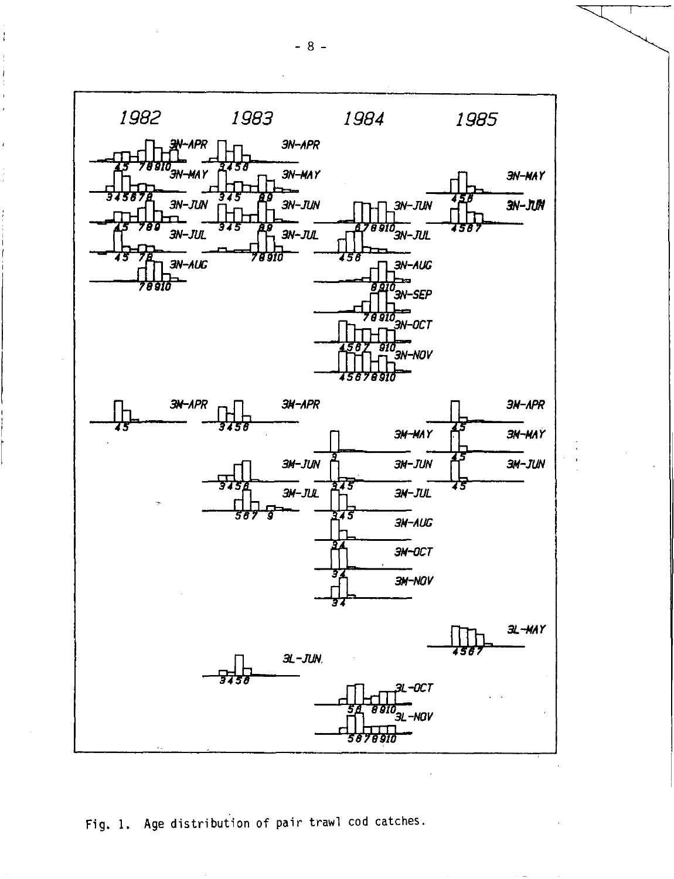1982

1983

1984

1985

3N-APR
4 5 7 8 9 10

3N-APR
3 4 5 6

3N-MAY
3 4 5 6 7 8

3N-MAY
3 4 5 8 9

3N-MAY
4 5 6

3N-JUN
4 5 7 8 9

3N-JUN
3 4 5 8 9

3N-JUN
6 7 8 9 10

3N-JUN
4 5 6 7

3N-JUL
4 5 7 8

3N-JUL
7 8 9 10

3N-JUL
4 5 6

3N-AUG
7 8 9 10

3N-AUG
8 9 10

3N-SEP
7 8 9 10

3N-OCT
4 5 6 7 9 10

3N-NOV
4 5 6 7 8 9 10

3M-APR
4 5

3M-APR
3 4 5 6

3M-APR
4 5

3M-MAY
3

3M-MAY
4 5

3M-JUN
3 4 5 6

3M-JUN
3 4 5

3M-JUN
4 5

3M-JUL
5 6 7 9

3M-JUL
3 4 5

3M-AUG
3 4

3M-OCT
3 4

3M-NOV
3 4

3L-MAY
4 5 6 7

3L-JUN.
3 4 5 6

3L-OCT
5 6 8 9 10

3L-NOV
5 6 7 8 9 10

Fig. 1. Age distribution of pair trawl cod catches.